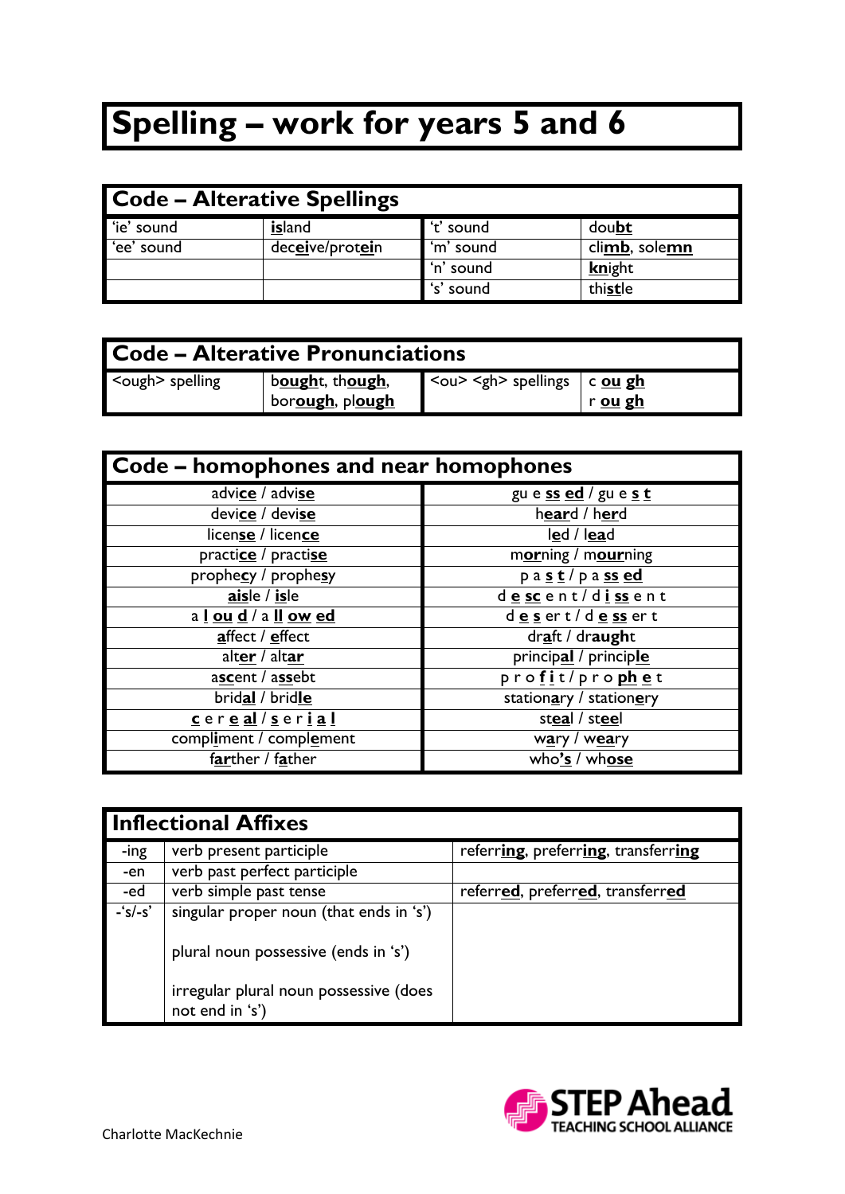# Spelling – work for years 5 and 6

## Code – Alterative Spellings

| | | | |
|---|---|---|---|
| 'ie' sound | **is**land | 't' sound | dou**bt** |
| 'ee' sound | dec**ei**ve/prot**ei**n | 'm' sound | cli**mb**, sole**mn** |
| | | 'n' sound | **kn**ight |
| | | 's' sound | thi**st**le |

## Code – Alterative Pronunciations

| | | | |
|---|---|---|---|
| <ough> spelling | b**ough**t, th**ough**, bor**ough**, pl**ough** | <ou> <gh> spellings | c **ou** **gh** <br> r **ou** **gh** |

## Code – homophones and near homophones

| | |
|---|---|
| advi**ce** / advi**se** | gu e **ss** **ed** / gu e **s** **t** |
| devi**ce** / devi**se** | he**a**rd / he**r**d |
| licen**se** / licen**ce** | l**e**d / l**ea**d |
| practi**ce** / practi**se** | m**o**rning / m**ou**rning |
| prophe**cy** / prophe**sy** | p a **s** **t** / p a **ss** **ed** |
| **ai**sle / **is**le | d **e** **sc** e n t / d **i** **ss** e n t |
| a **l** **ou** **d** / a **ll** **ow** **ed** | d **e** **s** er t / d **e** **ss** er t |
| **a**ffect / **e**ffect | dr**a**ft / dr**augh**t |
| alt**er** / alt**ar** | princip**al** / princip**le** |
| a**sc**ent / a**ss**ebt | p r o **f** **i** t / p r o **ph** **e** t |
| brid**al** / brid**le** | station**ary** / station**ery** |
| **c** e r **e** **al** / **s** e r **i** **a** **l** | st**ea**l / st**ee**l |
| compl**i**ment / compl**e**ment | w**a**ry / w**ea**ry |
| f**ar**ther / f**a**ther | who**'s** / who**se** |

## Inflectional Affixes

| | | |
|---|---|---|
| -ing | verb present participle | refer**ring**, prefer**ring**, transfer**ring** |
| -en | verb past perfect participle | |
| -ed | verb simple past tense | referr**ed**, preferr**ed**, transferr**ed** |
| -'s/-s' | singular proper noun (that ends in 's')<br><br>plural noun possessive (ends in 's')<br><br>irregular plural noun possessive (does not end in 's') | |

Charlotte MacKechnie

STEP Ahead TEACHING SCHOOL ALLIANCE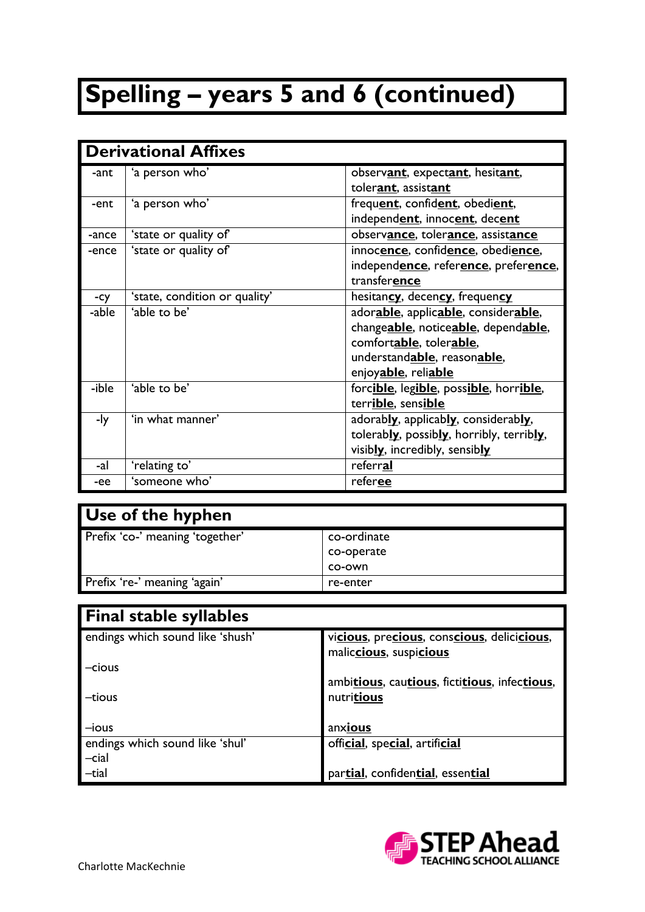# Spelling – years 5 and 6 (continued)

## Derivational Affixes

| | | |
|---|---|---|
| -ant | 'a person who' | observ**ant**, expect**ant**, hesit**ant**, toler**ant**, assist**ant** |
| -ent | 'a person who' | frequ**ent**, confid**ent**, obedi**ent**, independ**ent**, innoc**ent**, dec**ent** |
| -ance | 'state or quality of' | observ**ance**, toler**ance**, assist**ance** |
| -ence | 'state or quality of' | innoc**ence**, confid**ence**, obedi**ence**, independ**ence**, refer**ence**, prefer**ence**, transfer**ence** |
| -cy | 'state, condition or quality' | hesitan**cy**, decen**cy**, frequen**cy** |
| -able | 'able to be' | ador**able**, applic**able**, consider**able**, change**able**, notice**able**, depend**able**, comfort**able**, toler**able**, understand**able**, reason**able**, enjoy**able**, reli**able** |
| -ible | 'able to be' | forc**ible**, leg**ible**, poss**ible**, horr**ible**, terr**ible**, sens**ible** |
| -ly | 'in what manner' | adorab**ly**, applicab**ly**, considerab**ly**, tolerab**ly**, possib**ly**, horribly, terrib**ly**, visib**ly**, incredibly, sensib**ly** |
| -al | 'relating to' | referr**al** |
| -ee | 'someone who' | refer**ee** |

## Use of the hyphen

| | |
|---|---|
| Prefix 'co-' meaning 'together' | co-ordinate<br>co-operate<br>co-own |
| Prefix 're-' meaning 'again' | re-enter |

## Final stable syllables

| | |
|---|---|
| endings which sound like 'shush'<br>–cious<br>–tious<br>–ious | vi**cious**, pre**cious**, cons**cious**, delici**cious**, malic**cious**, suspi**cious**<br>ambi**tious**, cau**tious**, ficti**tious**, infec**tious**, nutri**tious**<br>anx**ious** |
| endings which sound like 'shul'<br>–cial<br>–tial | offi**cial**, spe**cial**, artifi**cial**<br>par**tial**, confiden**tial**, essen**tial** |

Charlotte MacKechnie

STEP Ahead TEACHING SCHOOL ALLIANCE